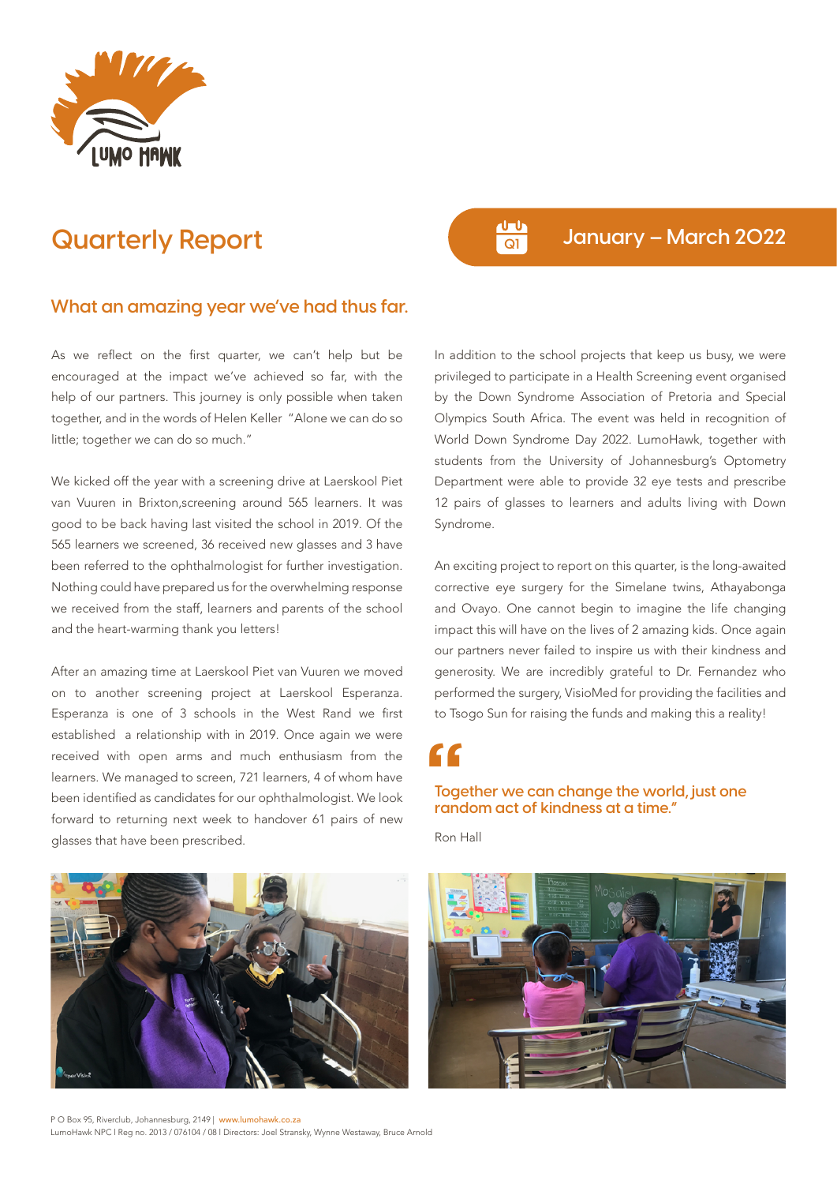# Quarterly Report

Q1 January – March 2022

## What an amazing year we've had thus far.

As we reflect on the first quarter, we can't help but be encouraged at the impact we've achieved so far, with the help of our partners. This journey is only possible when taken together, and in the words of Helen Keller "Alone we can do so little; together we can do so much."

We kicked off the year with a screening drive at Laerskool Piet van Vuuren in Brixton,screening around 565 learners. It was good to be back having last visited the school in 2019. Of the 565 learners we screened, 36 received new glasses and 3 have been referred to the ophthalmologist for further investigation. Nothing could have prepared us for the overwhelming response we received from the staff, learners and parents of the school and the heart-warming thank you letters!

After an amazing time at Laerskool Piet van Vuuren we moved on to another screening project at Laerskool Esperanza. Esperanza is one of 3 schools in the West Rand we first established a relationship with in 2019. Once again we were received with open arms and much enthusiasm from the learners. We managed to screen, 721 learners, 4 of whom have been identified as candidates for our ophthalmologist. We look forward to returning next week to handover 61 pairs of new glasses that have been prescribed.

In addition to the school projects that keep us busy, we were privileged to participate in a Health Screening event organised by the Down Syndrome Association of Pretoria and Special Olympics South Africa. The event was held in recognition of World Down Syndrome Day 2022. LumoHawk, together with students from the University of Johannesburg's Optometry Department were able to provide 32 eye tests and prescribe 12 pairs of glasses to learners and adults living with Down Syndrome.

An exciting project to report on this quarter, is the long-awaited corrective eye surgery for the Simelane twins, Athayabonga and Ovayo. One cannot begin to imagine the life changing impact this will have on the lives of 2 amazing kids. Once again our partners never failed to inspire us with their kindness and generosity. We are incredibly grateful to Dr. Fernandez who performed the surgery, VisioMed for providing the facilities and to Tsogo Sun for raising the funds and making this a reality!

> "Together we can change the world, just one random act of kindness at a time."
>
> Ron Hall

P O Box 95, Riverclub, Johannesburg, 2149 | www.lumohawk.co.za
LumoHawk NPC I Reg no. 2013 / 076104 / 08 I Directors: Joel Stransky, Wynne Westaway, Bruce Arnold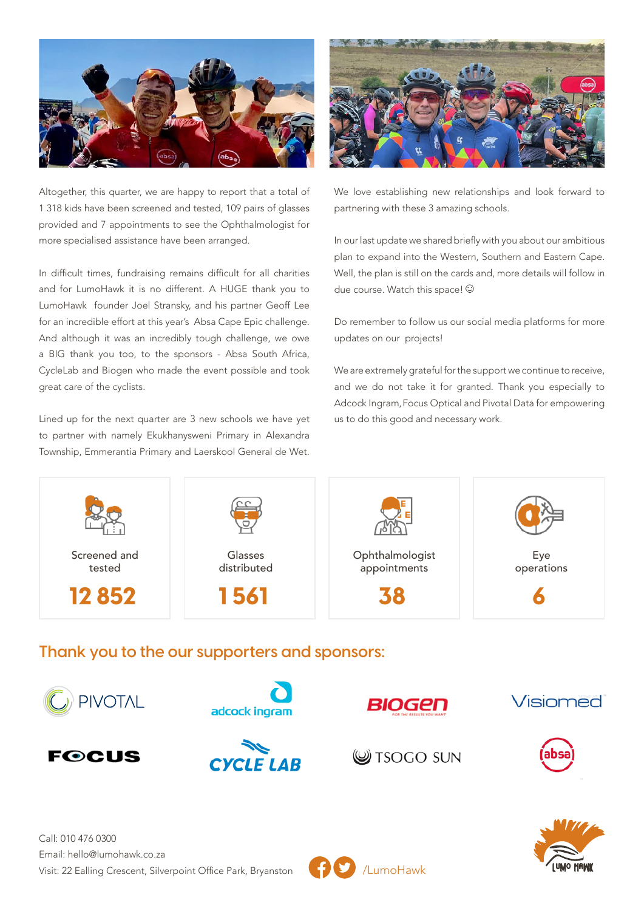Altogether, this quarter, we are happy to report that a total of 1 318 kids have been screened and tested, 109 pairs of glasses provided and 7 appointments to see the Ophthalmologist for more specialised assistance have been arranged.

In difficult times, fundraising remains difficult for all charities and for LumoHawk it is no different. A HUGE thank you to LumoHawk founder Joel Stransky, and his partner Geoff Lee for an incredible effort at this year's Absa Cape Epic challenge. And although it was an incredibly tough challenge, we owe a BIG thank you too, to the sponsors - Absa South Africa, CycleLab and Biogen who made the event possible and took great care of the cyclists.

Lined up for the next quarter are 3 new schools we have yet to partner with namely Ekukhanysweni Primary in Alexandra Township, Emmerantia Primary and Laerskool General de Wet.

We love establishing new relationships and look forward to partnering with these 3 amazing schools.

In our last update we shared briefly with you about our ambitious plan to expand into the Western, Southern and Eastern Cape. Well, the plan is still on the cards and, more details will follow in due course. Watch this space! ☺

Do remember to follow us our social media platforms for more updates on our projects!

We are extremely grateful for the support we continue to receive, and we do not take it for granted. Thank you especially to Adcock Ingram, Focus Optical and Pivotal Data for empowering us to do this good and necessary work.

| Screened and tested | Glasses distributed | Ophthalmologist appointments | Eye operations |
|---|---|---|---|
| **12 852** | **1 561** | **38** | **6** |

## Thank you to the our supporters and sponsors:

PIVOTAL, adcock ingram, BIOGEN, Visiomed, FOCUS, CYCLE LAB, TSOGO SUN, absa

Call: 010 476 0300
Email: hello@lumohawk.co.za
Visit: 22 Ealling Crescent, Silverpoint Office Park, Bryanston

/LumoHawk

LUMO HAWK